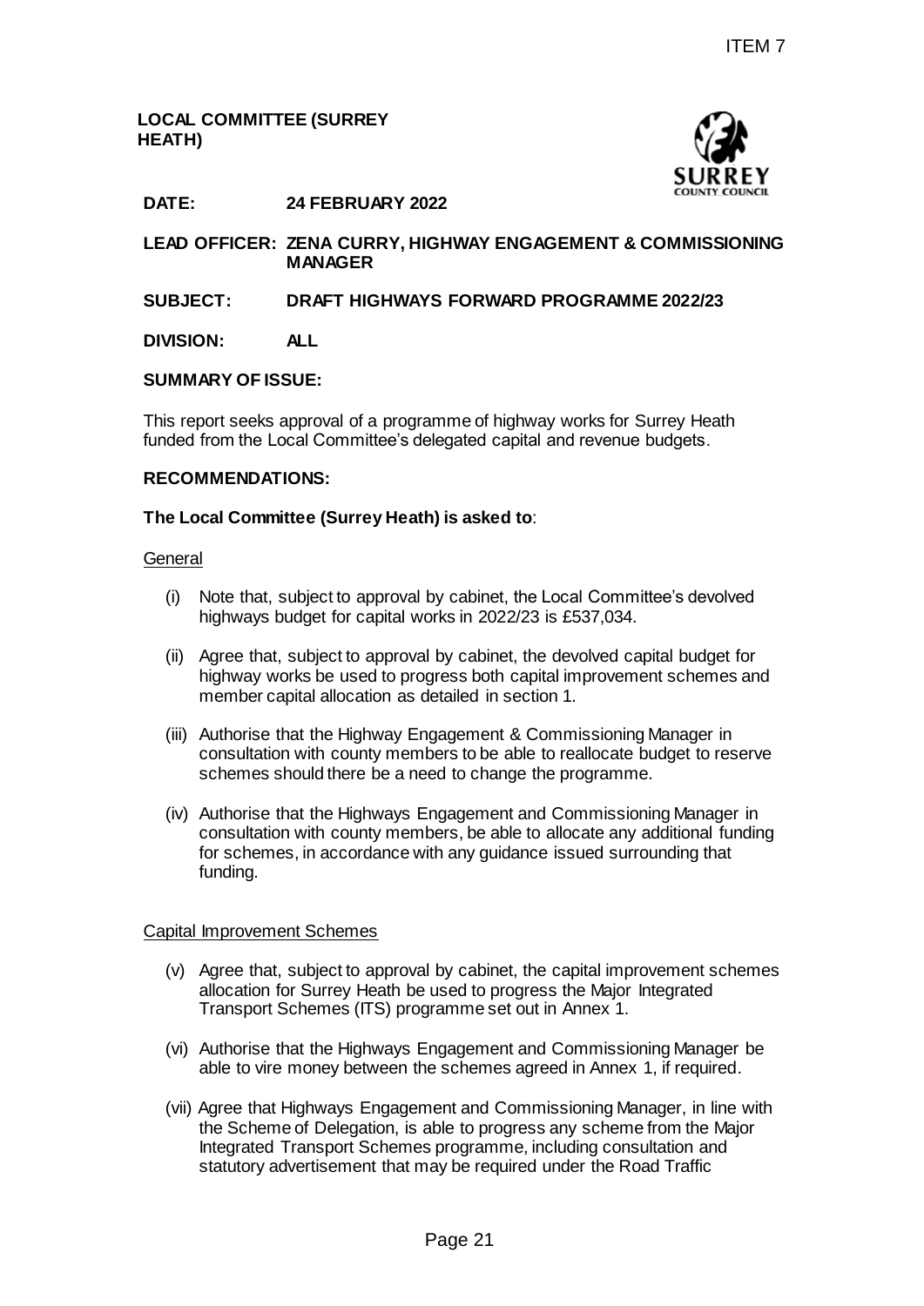ITEM 7

**LOCAL COMMITTEE (SURREY HEATH)**

**DATE:** **24 FEBRUARY 2022**

**LEAD OFFICER:** **ZENA CURRY, HIGHWAY ENGAGEMENT & COMMISSIONING MANAGER**

**SUBJECT:** **DRAFT HIGHWAYS FORWARD PROGRAMME 2022/23**

**DIVISION:** **ALL**

**SUMMARY OF ISSUE:**

This report seeks approval of a programme of highway works for Surrey Heath funded from the Local Committee's delegated capital and revenue budgets.

**RECOMMENDATIONS:**

**The Local Committee (Surrey Heath) is asked to**:

General

(i) Note that, subject to approval by cabinet, the Local Committee's devolved highways budget for capital works in 2022/23 is £537,034.

(ii) Agree that, subject to approval by cabinet, the devolved capital budget for highway works be used to progress both capital improvement schemes and member capital allocation as detailed in section 1.

(iii) Authorise that the Highway Engagement & Commissioning Manager in consultation with county members to be able to reallocate budget to reserve schemes should there be a need to change the programme.

(iv) Authorise that the Highways Engagement and Commissioning Manager in consultation with county members, be able to allocate any additional funding for schemes, in accordance with any guidance issued surrounding that funding.

Capital Improvement Schemes

(v) Agree that, subject to approval by cabinet, the capital improvement schemes allocation for Surrey Heath be used to progress the Major Integrated Transport Schemes (ITS) programme set out in Annex 1.

(vi) Authorise that the Highways Engagement and Commissioning Manager be able to vire money between the schemes agreed in Annex 1, if required.

(vii) Agree that Highways Engagement and Commissioning Manager, in line with the Scheme of Delegation, is able to progress any scheme from the Major Integrated Transport Schemes programme, including consultation and statutory advertisement that may be required under the Road Traffic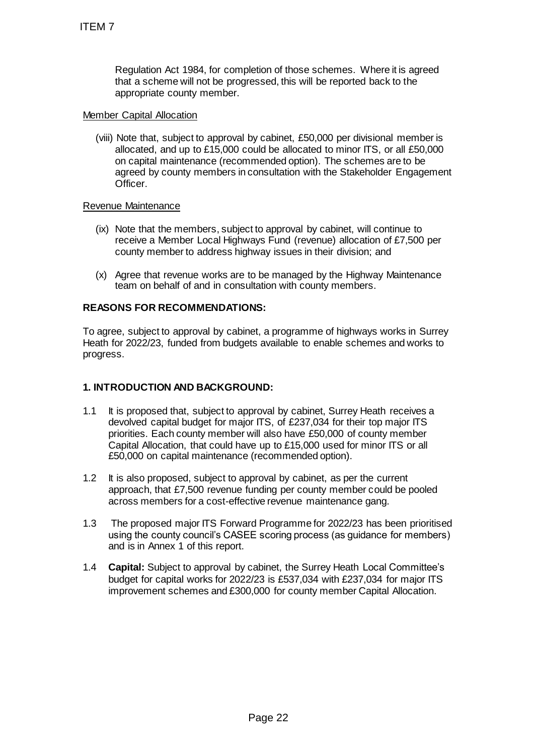Regulation Act 1984, for completion of those schemes. Where it is agreed that a scheme will not be progressed, this will be reported back to the appropriate county member.

Member Capital Allocation

(viii) Note that, subject to approval by cabinet, £50,000 per divisional member is allocated, and up to £15,000 could be allocated to minor ITS, or all £50,000 on capital maintenance (recommended option). The schemes are to be agreed by county members in consultation with the Stakeholder Engagement Officer.

Revenue Maintenance

(ix) Note that the members, subject to approval by cabinet, will continue to receive a Member Local Highways Fund (revenue) allocation of £7,500 per county member to address highway issues in their division; and

(x) Agree that revenue works are to be managed by the Highway Maintenance team on behalf of and in consultation with county members.

**REASONS FOR RECOMMENDATIONS:**

To agree, subject to approval by cabinet, a programme of highways works in Surrey Heath for 2022/23, funded from budgets available to enable schemes and works to progress.

**1. INTRODUCTION AND BACKGROUND:**

1.1 It is proposed that, subject to approval by cabinet, Surrey Heath receives a devolved capital budget for major ITS, of £237,034 for their top major ITS priorities. Each county member will also have £50,000 of county member Capital Allocation, that could have up to £15,000 used for minor ITS or all £50,000 on capital maintenance (recommended option).

1.2 It is also proposed, subject to approval by cabinet, as per the current approach, that £7,500 revenue funding per county member could be pooled across members for a cost-effective revenue maintenance gang.

1.3 The proposed major ITS Forward Programme for 2022/23 has been prioritised using the county council's CASEE scoring process (as guidance for members) and is in Annex 1 of this report.

1.4 **Capital:** Subject to approval by cabinet, the Surrey Heath Local Committee's budget for capital works for 2022/23 is £537,034 with £237,034 for major ITS improvement schemes and £300,000 for county member Capital Allocation.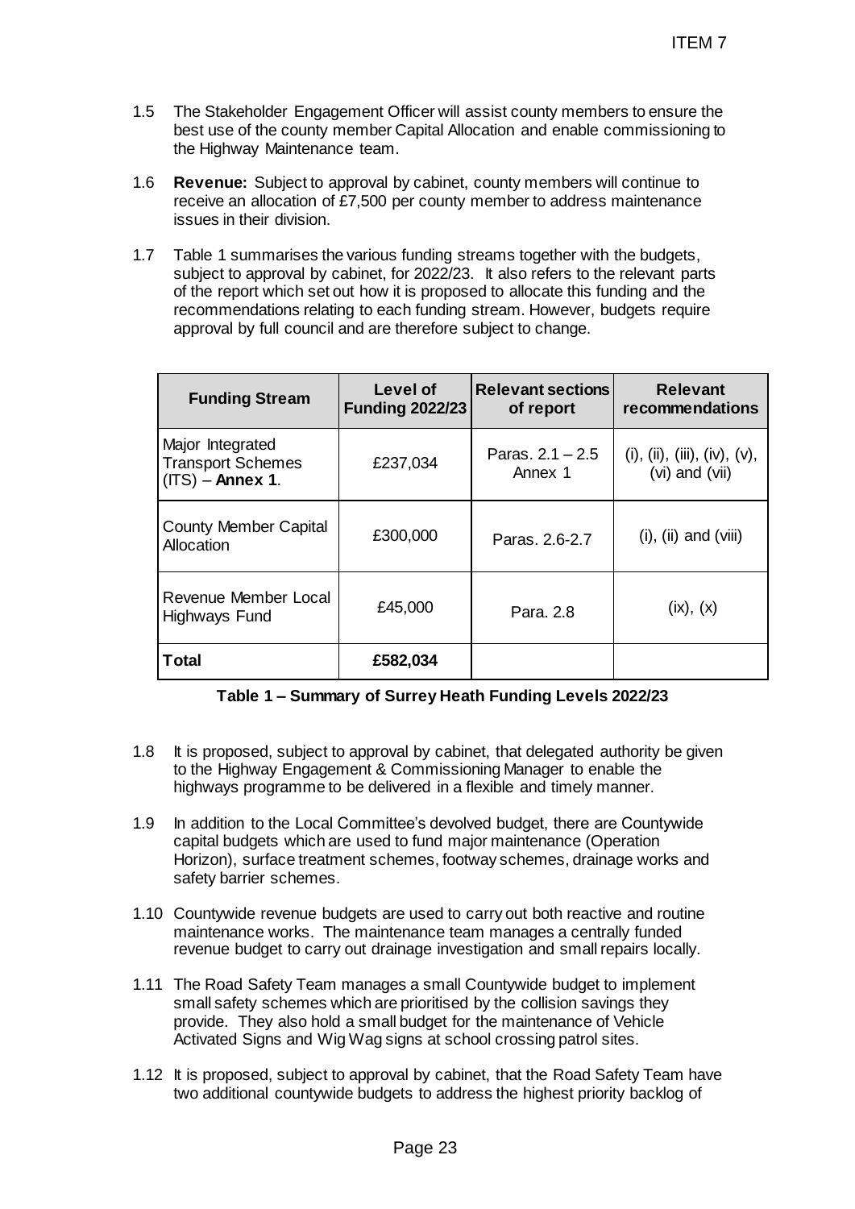1.5 The Stakeholder Engagement Officer will assist county members to ensure the best use of the county member Capital Allocation and enable commissioning to the Highway Maintenance team.

1.6 **Revenue:** Subject to approval by cabinet, county members will continue to receive an allocation of £7,500 per county member to address maintenance issues in their division.

1.7 Table 1 summarises the various funding streams together with the budgets, subject to approval by cabinet, for 2022/23. It also refers to the relevant parts of the report which set out how it is proposed to allocate this funding and the recommendations relating to each funding stream. However, budgets require approval by full council and are therefore subject to change.

| Funding Stream | Level of Funding 2022/23 | Relevant sections of report | Relevant recommendations |
|---|---|---|---|
| Major Integrated Transport Schemes (ITS) – **Annex 1**. | £237,034 | Paras. 2.1 – 2.5 Annex 1 | (i), (ii), (iii), (iv), (v), (vi) and (vii) |
| County Member Capital Allocation | £300,000 | Paras. 2.6-2.7 | (i), (ii) and (viii) |
| Revenue Member Local Highways Fund | £45,000 | Para. 2.8 | (ix), (x) |
| **Total** | **£582,034** | | |

**Table 1 – Summary of Surrey Heath Funding Levels 2022/23**

1.8 It is proposed, subject to approval by cabinet, that delegated authority be given to the Highway Engagement & Commissioning Manager to enable the highways programme to be delivered in a flexible and timely manner.

1.9 In addition to the Local Committee's devolved budget, there are Countywide capital budgets which are used to fund major maintenance (Operation Horizon), surface treatment schemes, footway schemes, drainage works and safety barrier schemes.

1.10 Countywide revenue budgets are used to carry out both reactive and routine maintenance works. The maintenance team manages a centrally funded revenue budget to carry out drainage investigation and small repairs locally.

1.11 The Road Safety Team manages a small Countywide budget to implement small safety schemes which are prioritised by the collision savings they provide. They also hold a small budget for the maintenance of Vehicle Activated Signs and Wig Wag signs at school crossing patrol sites.

1.12 It is proposed, subject to approval by cabinet, that the Road Safety Team have two additional countywide budgets to address the highest priority backlog of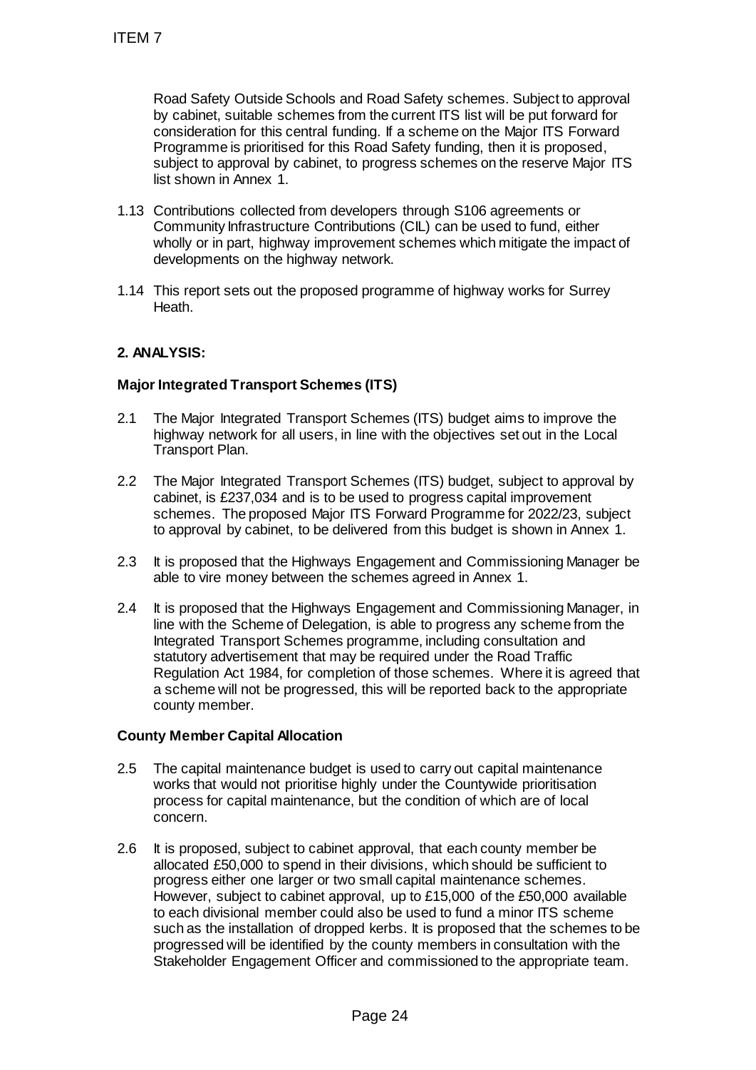Road Safety Outside Schools and Road Safety schemes. Subject to approval by cabinet, suitable schemes from the current ITS list will be put forward for consideration for this central funding. If a scheme on the Major ITS Forward Programme is prioritised for this Road Safety funding, then it is proposed, subject to approval by cabinet, to progress schemes on the reserve Major ITS list shown in Annex 1.

1.13 Contributions collected from developers through S106 agreements or Community Infrastructure Contributions (CIL) can be used to fund, either wholly or in part, highway improvement schemes which mitigate the impact of developments on the highway network.

1.14 This report sets out the proposed programme of highway works for Surrey Heath.

## 2. ANALYSIS:

### Major Integrated Transport Schemes (ITS)

2.1 The Major Integrated Transport Schemes (ITS) budget aims to improve the highway network for all users, in line with the objectives set out in the Local Transport Plan.

2.2 The Major Integrated Transport Schemes (ITS) budget, subject to approval by cabinet, is £237,034 and is to be used to progress capital improvement schemes. The proposed Major ITS Forward Programme for 2022/23, subject to approval by cabinet, to be delivered from this budget is shown in Annex 1.

2.3 It is proposed that the Highways Engagement and Commissioning Manager be able to vire money between the schemes agreed in Annex 1.

2.4 It is proposed that the Highways Engagement and Commissioning Manager, in line with the Scheme of Delegation, is able to progress any scheme from the Integrated Transport Schemes programme, including consultation and statutory advertisement that may be required under the Road Traffic Regulation Act 1984, for completion of those schemes. Where it is agreed that a scheme will not be progressed, this will be reported back to the appropriate county member.

### County Member Capital Allocation

2.5 The capital maintenance budget is used to carry out capital maintenance works that would not prioritise highly under the Countywide prioritisation process for capital maintenance, but the condition of which are of local concern.

2.6 It is proposed, subject to cabinet approval, that each county member be allocated £50,000 to spend in their divisions, which should be sufficient to progress either one larger or two small capital maintenance schemes. However, subject to cabinet approval, up to £15,000 of the £50,000 available to each divisional member could also be used to fund a minor ITS scheme such as the installation of dropped kerbs. It is proposed that the schemes to be progressed will be identified by the county members in consultation with the Stakeholder Engagement Officer and commissioned to the appropriate team.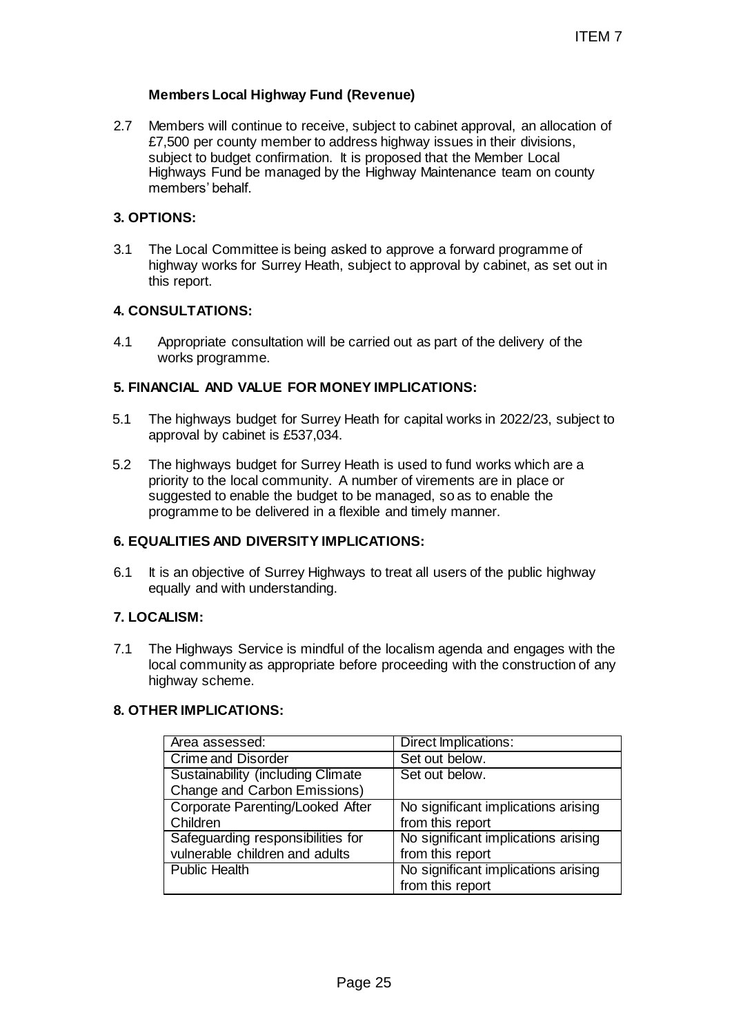**Members Local Highway Fund (Revenue)**

2.7 Members will continue to receive, subject to cabinet approval, an allocation of £7,500 per county member to address highway issues in their divisions, subject to budget confirmation. It is proposed that the Member Local Highways Fund be managed by the Highway Maintenance team on county members' behalf.

## 3. OPTIONS:

3.1 The Local Committee is being asked to approve a forward programme of highway works for Surrey Heath, subject to approval by cabinet, as set out in this report.

## 4. CONSULTATIONS:

4.1 Appropriate consultation will be carried out as part of the delivery of the works programme.

## 5. FINANCIAL AND VALUE FOR MONEY IMPLICATIONS:

5.1 The highways budget for Surrey Heath for capital works in 2022/23, subject to approval by cabinet is £537,034.

5.2 The highways budget for Surrey Heath is used to fund works which are a priority to the local community. A number of virements are in place or suggested to enable the budget to be managed, so as to enable the programme to be delivered in a flexible and timely manner.

## 6. EQUALITIES AND DIVERSITY IMPLICATIONS:

6.1 It is an objective of Surrey Highways to treat all users of the public highway equally and with understanding.

## 7. LOCALISM:

7.1 The Highways Service is mindful of the localism agenda and engages with the local community as appropriate before proceeding with the construction of any highway scheme.

## 8. OTHER IMPLICATIONS:

| Area assessed: | Direct Implications: |
|---|---|
| Crime and Disorder | Set out below. |
| Sustainability (including Climate Change and Carbon Emissions) | Set out below. |
| Corporate Parenting/Looked After Children | No significant implications arising from this report |
| Safeguarding responsibilities for vulnerable children and adults | No significant implications arising from this report |
| Public Health | No significant implications arising from this report |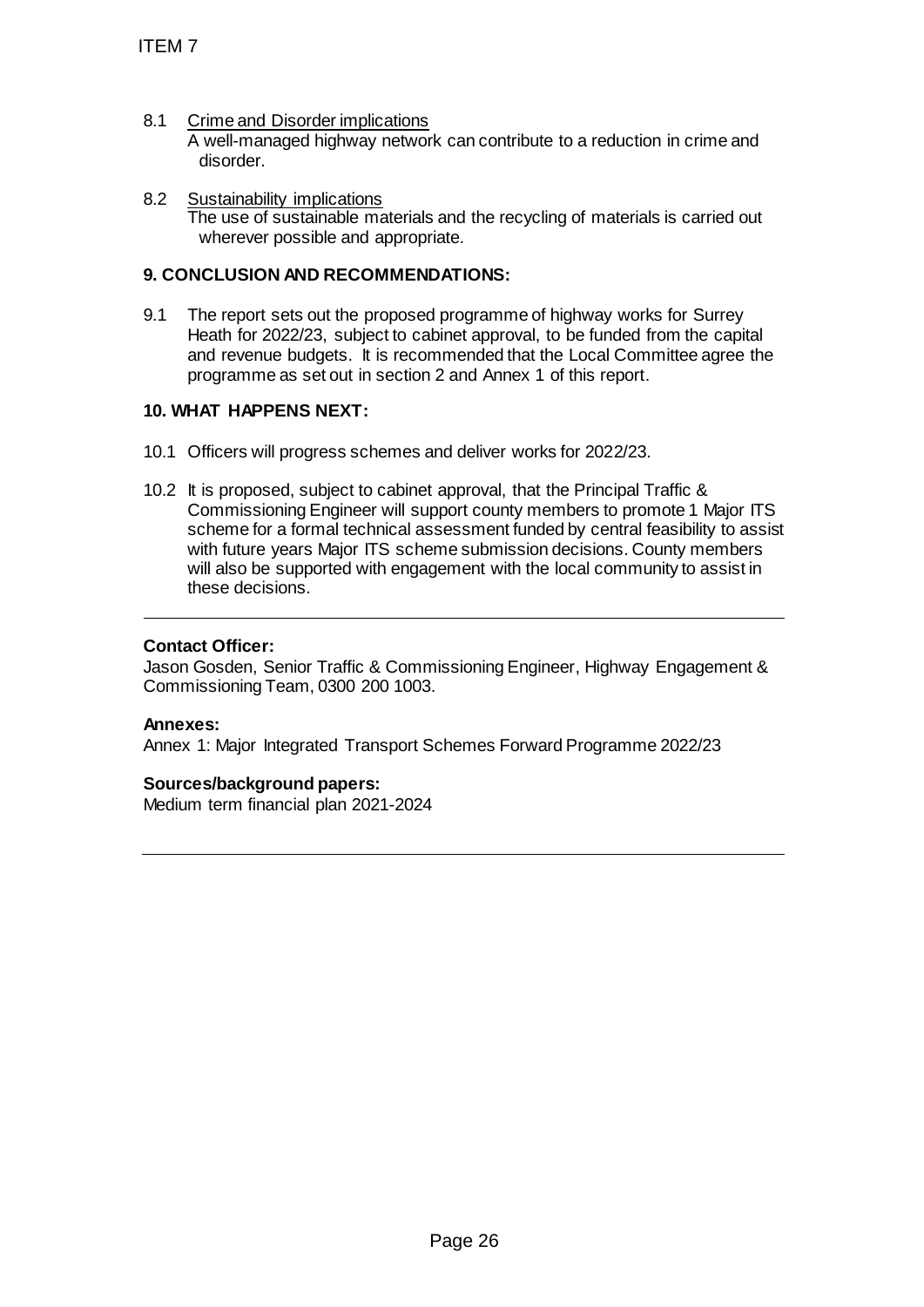8.1 Crime and Disorder implications
A well-managed highway network can contribute to a reduction in crime and disorder.

8.2 Sustainability implications
The use of sustainable materials and the recycling of materials is carried out wherever possible and appropriate.

**9. CONCLUSION AND RECOMMENDATIONS:**

9.1 The report sets out the proposed programme of highway works for Surrey Heath for 2022/23, subject to cabinet approval, to be funded from the capital and revenue budgets. It is recommended that the Local Committee agree the programme as set out in section 2 and Annex 1 of this report.

**10. WHAT HAPPENS NEXT:**

10.1 Officers will progress schemes and deliver works for 2022/23.

10.2 It is proposed, subject to cabinet approval, that the Principal Traffic & Commissioning Engineer will support county members to promote 1 Major ITS scheme for a formal technical assessment funded by central feasibility to assist with future years Major ITS scheme submission decisions. County members will also be supported with engagement with the local community to assist in these decisions.

---

**Contact Officer:**
Jason Gosden, Senior Traffic & Commissioning Engineer, Highway Engagement & Commissioning Team, 0300 200 1003.

**Annexes:**
Annex 1: Major Integrated Transport Schemes Forward Programme 2022/23

**Sources/background papers:**
Medium term financial plan 2021-2024

---